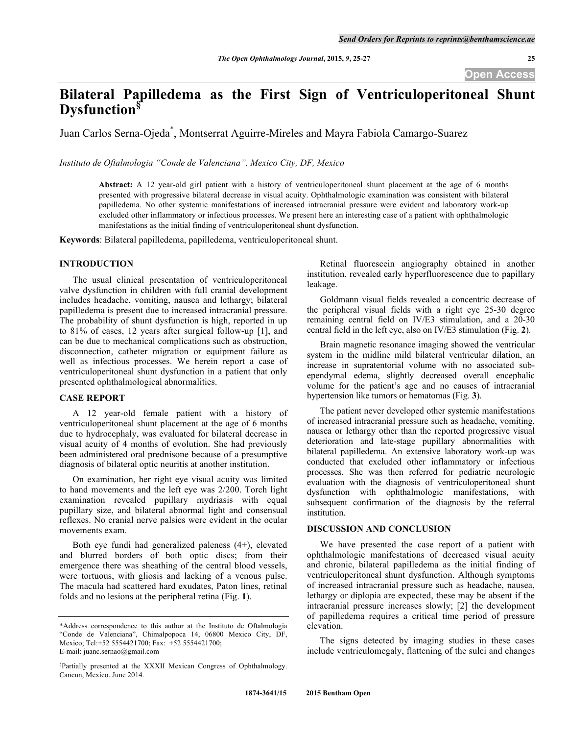# Bilateral Papilledema as the First Sign of Ventriculoperitoneal Shunt Dysfunction[§]

Juan Carlos Serna-Ojeda[*], Montserrat Aguirre-Mireles and Mayra Fabiola Camargo-Suarez

*Instituto de Oftalmologia "Conde de Valenciana". Mexico City, DF, Mexico*

**Abstract:** A 12 year-old girl patient with a history of ventriculoperitoneal shunt placement at the age of 6 months presented with progressive bilateral decrease in visual acuity. Ophthalmologic examination was consistent with bilateral papilledema. No other systemic manifestations of increased intracranial pressure were evident and laboratory work-up excluded other inflammatory or infectious processes. We present here an interesting case of a patient with ophthalmologic manifestations as the initial finding of ventriculoperitoneal shunt dysfunction.

**Keywords**: Bilateral papilledema, papilledema, ventriculoperitoneal shunt.

## INTRODUCTION

The usual clinical presentation of ventriculoperitoneal valve dysfunction in children with full cranial development includes headache, vomiting, nausea and lethargy; bilateral papilledema is present due to increased intracranial pressure. The probability of shunt dysfunction is high, reported in up to 81% of cases, 12 years after surgical follow-up [1], and can be due to mechanical complications such as obstruction, disconnection, catheter migration or equipment failure as well as infectious processes. We herein report a case of ventriculoperitoneal shunt dysfunction in a patient that only presented ophthalmological abnormalities.

## CASE REPORT

A 12 year-old female patient with a history of ventriculoperitoneal shunt placement at the age of 6 months due to hydrocephaly, was evaluated for bilateral decrease in visual acuity of 4 months of evolution. She had previously been administered oral prednisone because of a presumptive diagnosis of bilateral optic neuritis at another institution.

On examination, her right eye visual acuity was limited to hand movements and the left eye was 2/200. Torch light examination revealed pupillary mydriasis with equal pupillary size, and bilateral abnormal light and consensual reflexes. No cranial nerve palsies were evident in the ocular movements exam.

Both eye fundi had generalized paleness (4+), elevated and blurred borders of both optic discs; from their emergence there was sheathing of the central blood vessels, were tortuous, with gliosis and lacking of a venous pulse. The macula had scattered hard exudates, Paton lines, retinal folds and no lesions at the peripheral retina (Fig. **1**).

Retinal fluorescein angiography obtained in another institution, revealed early hyperfluorescence due to papillary leakage.

Goldmann visual fields revealed a concentric decrease of the peripheral visual fields with a right eye 25-30 degree remaining central field on IV/E3 stimulation, and a 20-30 central field in the left eye, also on IV/E3 stimulation (Fig. **2**).

Brain magnetic resonance imaging showed the ventricular system in the midline mild bilateral ventricular dilation, an increase in supratentorial volume with no associated sub-ependymal edema, slightly decreased overall encephalic volume for the patient's age and no causes of intracranial hypertension like tumors or hematomas (Fig. **3**).

The patient never developed other systemic manifestations of increased intracranial pressure such as headache, vomiting, nausea or lethargy other than the reported progressive visual deterioration and late-stage pupillary abnormalities with bilateral papilledema. An extensive laboratory work-up was conducted that excluded other inflammatory or infectious processes. She was then referred for pediatric neurologic evaluation with the diagnosis of ventriculoperitoneal shunt dysfunction with ophthalmologic manifestations, with subsequent confirmation of the diagnosis by the referral institution.

## DISCUSSION AND CONCLUSION

We have presented the case report of a patient with ophthalmologic manifestations of decreased visual acuity and chronic, bilateral papilledema as the initial finding of ventriculoperitoneal shunt dysfunction. Although symptoms of increased intracranial pressure such as headache, nausea, lethargy or diplopia are expected, these may be absent if the intracranial pressure increases slowly; [2] the development of papilledema requires a critical time period of pressure elevation.

The signs detected by imaging studies in these cases include ventriculomegaly, flattening of the sulci and changes

---

*Address correspondence to this author at the Instituto de Oftalmologia "Conde de Valenciana", Chimalpopoca 14, 06800 Mexico City, DF, Mexico; Tel:+52 5554421700; Fax: +52 5554421700; E-mail: juanc.sernao@gmail.com

[§]Partially presented at the XXXII Mexican Congress of Ophthalmology. Cancun, Mexico. June 2014.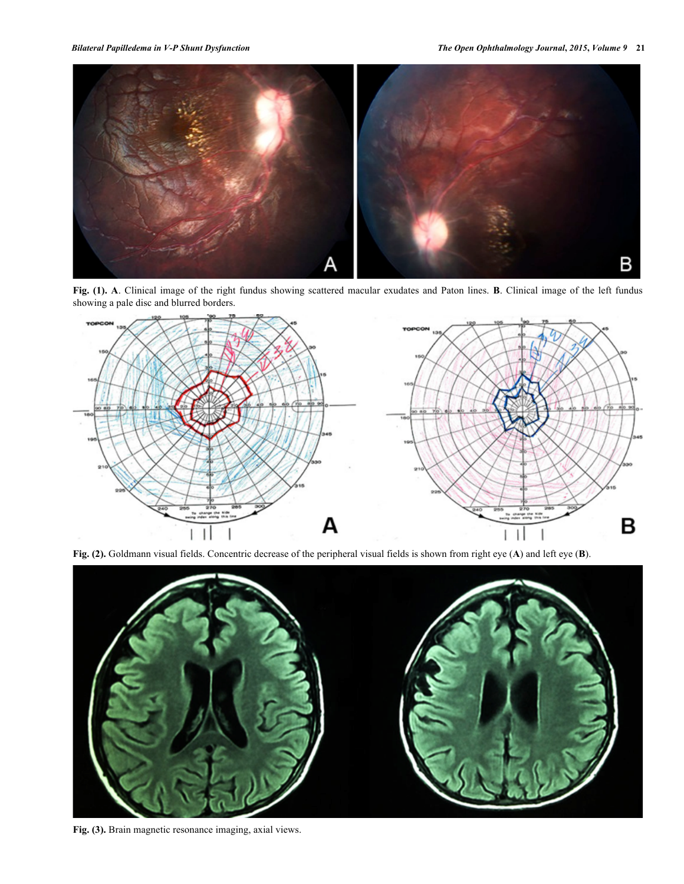**Fig. (1).** **A**. Clinical image of the right fundus showing scattered macular exudates and Paton lines. **B**. Clinical image of the left fundus showing a pale disc and blurred borders.

**Fig. (2).** Goldmann visual fields. Concentric decrease of the peripheral visual fields is shown from right eye (**A**) and left eye (**B**).

**Fig. (3).** Brain magnetic resonance imaging, axial views.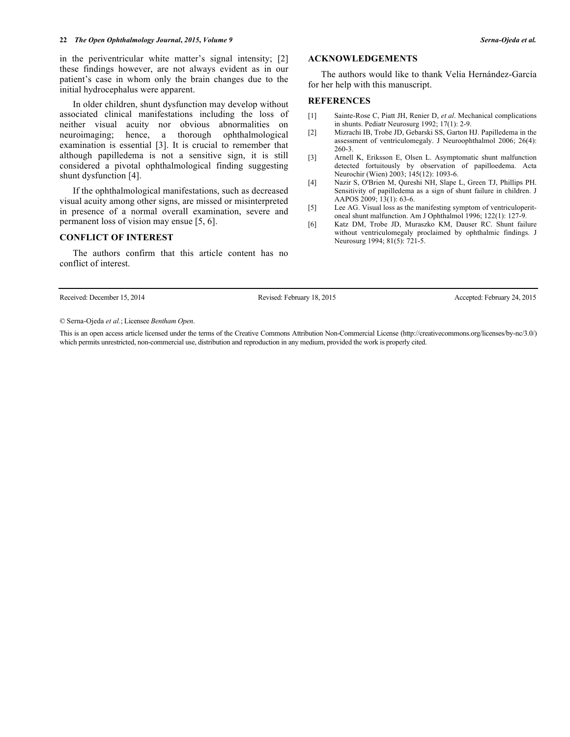in the periventricular white matter's signal intensity; [2] these findings however, are not always evident as in our patient's case in whom only the brain changes due to the initial hydrocephalus were apparent.

In older children, shunt dysfunction may develop without associated clinical manifestations including the loss of neither visual acuity nor obvious abnormalities on neuroimaging; hence, a thorough ophthalmological examination is essential [3]. It is crucial to remember that although papilledema is not a sensitive sign, it is still considered a pivotal ophthalmological finding suggesting shunt dysfunction [4].

If the ophthalmological manifestations, such as decreased visual acuity among other signs, are missed or misinterpreted in presence of a normal overall examination, severe and permanent loss of vision may ensue [5, 6].

## CONFLICT OF INTEREST

The authors confirm that this article content has no conflict of interest.

## ACKNOWLEDGEMENTS

The authors would like to thank Velia Hernández-García for her help with this manuscript.

## REFERENCES

[1] Sainte-Rose C, Piatt JH, Renier D, *et al*. Mechanical complications in shunts. Pediatr Neurosurg 1992; 17(1): 2-9.

[2] Mizrachi IB, Trobe JD, Gebarski SS, Garton HJ. Papilledema in the assessment of ventriculomegaly. J Neuroophthalmol 2006; 26(4): 260-3.

[3] Arnell K, Eriksson E, Olsen L. Asymptomatic shunt malfunction detected fortuitously by observation of papilloedema. Acta Neurochir (Wien) 2003; 145(12): 1093-6.

[4] Nazir S, O'Brien M, Qureshi NH, Slape L, Green TJ, Phillips PH. Sensitivity of papilledema as a sign of shunt failure in children. J AAPOS 2009; 13(1): 63-6.

[5] Lee AG. Visual loss as the manifesting symptom of ventriculoperitoneal shunt malfunction. Am J Ophthalmol 1996; 122(1): 127-9.

[6] Katz DM, Trobe JD, Muraszko KM, Dauser RC. Shunt failure without ventriculomegaly proclaimed by ophthalmic findings. J Neurosurg 1994; 81(5): 721-5.

Received: December 15, 2014 Revised: February 18, 2015 Accepted: February 24, 2015

© Serna-Ojeda *et al.*; Licensee *Bentham Open*.

This is an open access article licensed under the terms of the Creative Commons Attribution Non-Commercial License (http://creativecommons.org/licenses/by-nc/3.0/) which permits unrestricted, non-commercial use, distribution and reproduction in any medium, provided the work is properly cited.